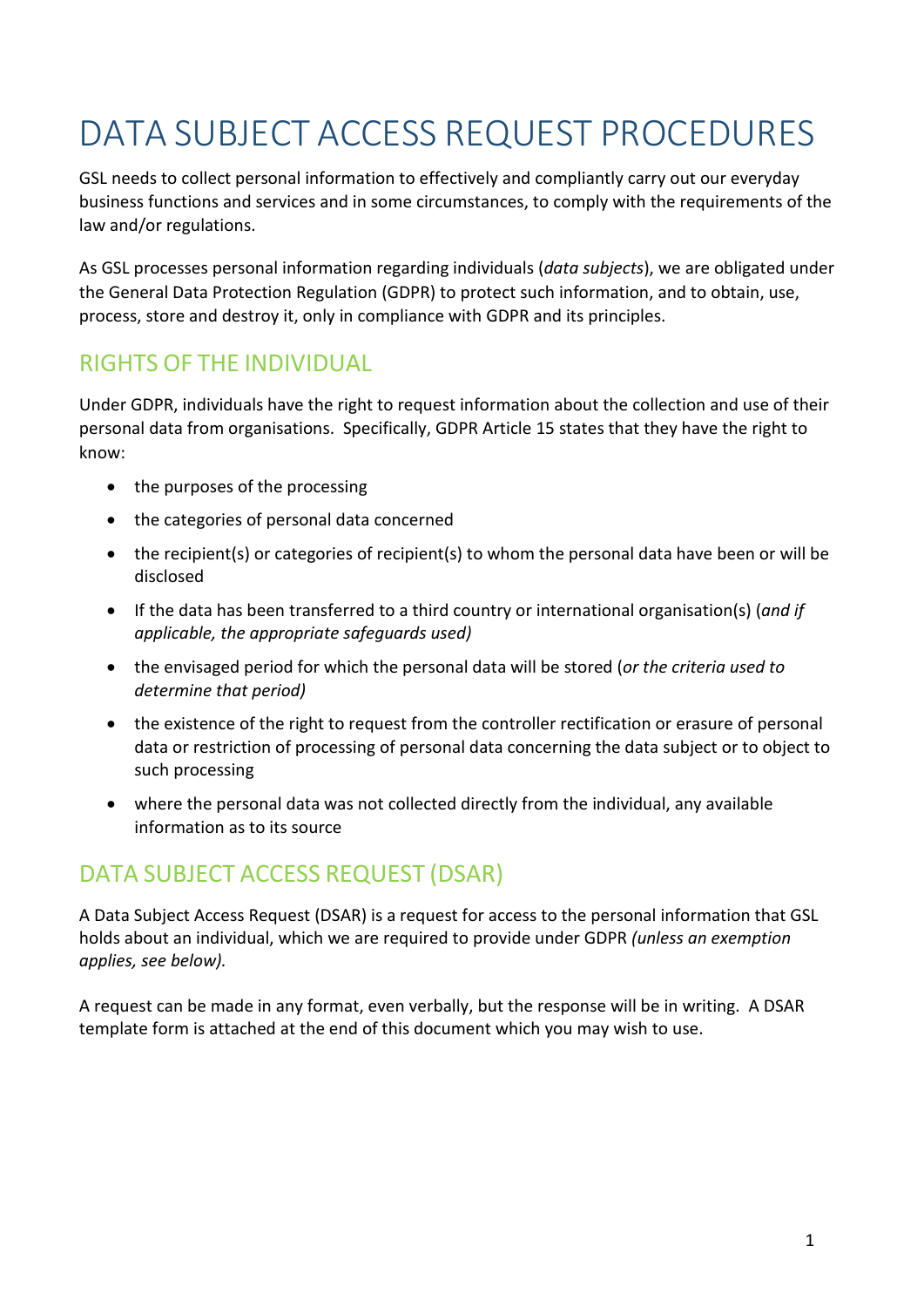# DATA SUBJECT ACCESS REQUEST PROCEDURES

GSL needs to collect personal information to effectively and compliantly carry out our everyday business functions and services and in some circumstances, to comply with the requirements of the law and/or regulations.

As GSL processes personal information regarding individuals (*data subjects*), we are obligated under the General Data Protection Regulation (GDPR) to protect such information, and to obtain, use, process, store and destroy it, only in compliance with GDPR and its principles.

## RIGHTS OF THE INDIVIDUAL

Under GDPR, individuals have the right to request information about the collection and use of their personal data from organisations. Specifically, GDPR Article 15 states that they have the right to know:

- the purposes of the processing
- the categories of personal data concerned
- the recipient(s) or categories of recipient(s) to whom the personal data have been or will be disclosed
- If the data has been transferred to a third country or international organisation(s) (*and if applicable, the appropriate safeguards used)*
- the envisaged period for which the personal data will be stored (*or the criteria used to determine that period)*
- the existence of the right to request from the controller rectification or erasure of personal data or restriction of processing of personal data concerning the data subject or to object to such processing
- where the personal data was not collected directly from the individual, any available information as to its source

## DATA SUBJECT ACCESS REQUEST (DSAR)

A Data Subject Access Request (DSAR) is a request for access to the personal information that GSL holds about an individual, which we are required to provide under GDPR *(unless an exemption applies, see below).*

A request can be made in any format, even verbally, but the response will be in writing. A DSAR template form is attached at the end of this document which you may wish to use.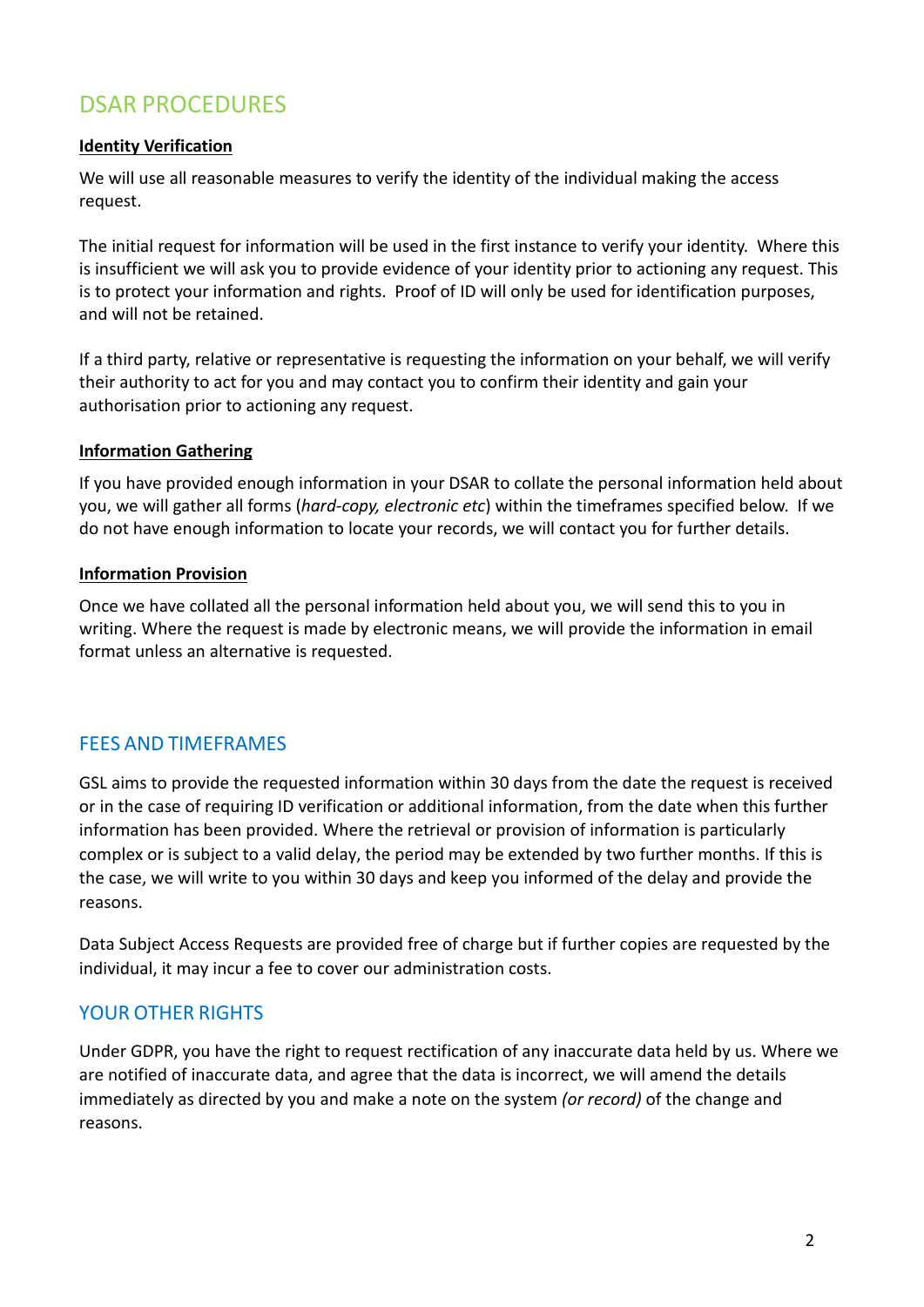## DSAR PROCEDURES

**Identity Verification**

We will use all reasonable measures to verify the identity of the individual making the access request.

The initial request for information will be used in the first instance to verify your identity. Where this is insufficient we will ask you to provide evidence of your identity prior to actioning any request. This is to protect your information and rights. Proof of ID will only be used for identification purposes, and will not be retained.

If a third party, relative or representative is requesting the information on your behalf, we will verify their authority to act for you and may contact you to confirm their identity and gain your authorisation prior to actioning any request.

**Information Gathering**

If you have provided enough information in your DSAR to collate the personal information held about you, we will gather all forms (*hard-copy, electronic etc*) within the timeframes specified below. If we do not have enough information to locate your records, we will contact you for further details.

**Information Provision**

Once we have collated all the personal information held about you, we will send this to you in writing. Where the request is made by electronic means, we will provide the information in email format unless an alternative is requested.

## FEES AND TIMEFRAMES

GSL aims to provide the requested information within 30 days from the date the request is received or in the case of requiring ID verification or additional information, from the date when this further information has been provided. Where the retrieval or provision of information is particularly complex or is subject to a valid delay, the period may be extended by two further months. If this is the case, we will write to you within 30 days and keep you informed of the delay and provide the reasons.

Data Subject Access Requests are provided free of charge but if further copies are requested by the individual, it may incur a fee to cover our administration costs.

## YOUR OTHER RIGHTS

Under GDPR, you have the right to request rectification of any inaccurate data held by us. Where we are notified of inaccurate data, and agree that the data is incorrect, we will amend the details immediately as directed by you and make a note on the system *(or record)* of the change and reasons.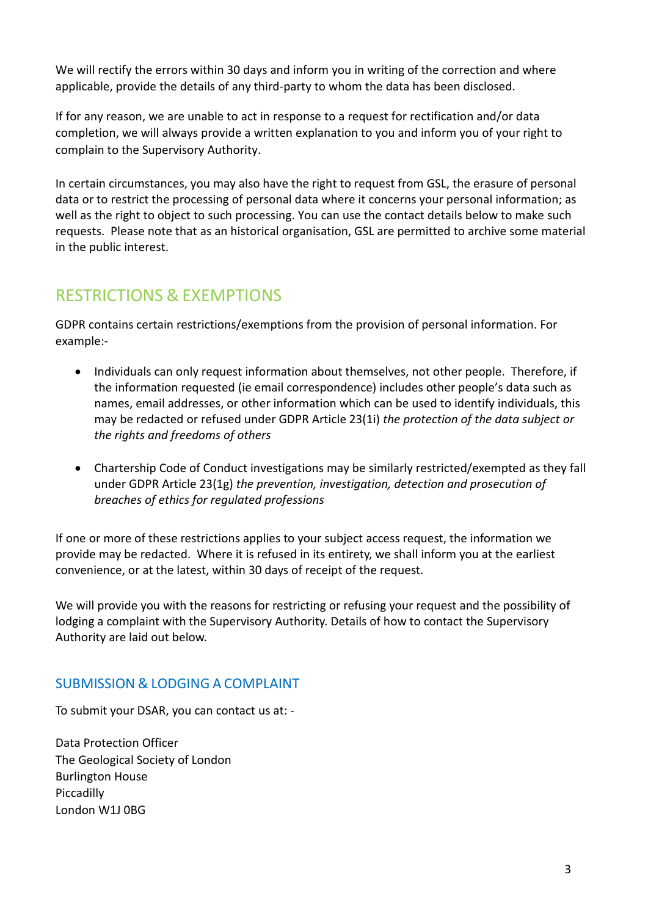We will rectify the errors within 30 days and inform you in writing of the correction and where applicable, provide the details of any third-party to whom the data has been disclosed.

If for any reason, we are unable to act in response to a request for rectification and/or data completion, we will always provide a written explanation to you and inform you of your right to complain to the Supervisory Authority.

In certain circumstances, you may also have the right to request from GSL, the erasure of personal data or to restrict the processing of personal data where it concerns your personal information; as well as the right to object to such processing. You can use the contact details below to make such requests. Please note that as an historical organisation, GSL are permitted to archive some material in the public interest.

## RESTRICTIONS & EXEMPTIONS

GDPR contains certain restrictions/exemptions from the provision of personal information. For example:-

- Individuals can only request information about themselves, not other people. Therefore, if the information requested (ie email correspondence) includes other people's data such as names, email addresses, or other information which can be used to identify individuals, this may be redacted or refused under GDPR Article 23(1i) *the protection of the data subject or the rights and freedoms of others*

- Chartership Code of Conduct investigations may be similarly restricted/exempted as they fall under GDPR Article 23(1g) *the prevention, investigation, detection and prosecution of breaches of ethics for regulated professions*

If one or more of these restrictions applies to your subject access request, the information we provide may be redacted. Where it is refused in its entirety, we shall inform you at the earliest convenience, or at the latest, within 30 days of receipt of the request.

We will provide you with the reasons for restricting or refusing your request and the possibility of lodging a complaint with the Supervisory Authority. Details of how to contact the Supervisory Authority are laid out below.

### SUBMISSION & LODGING A COMPLAINT

To submit your DSAR, you can contact us at: -

Data Protection Officer
The Geological Society of London
Burlington House
Piccadilly
London W1J 0BG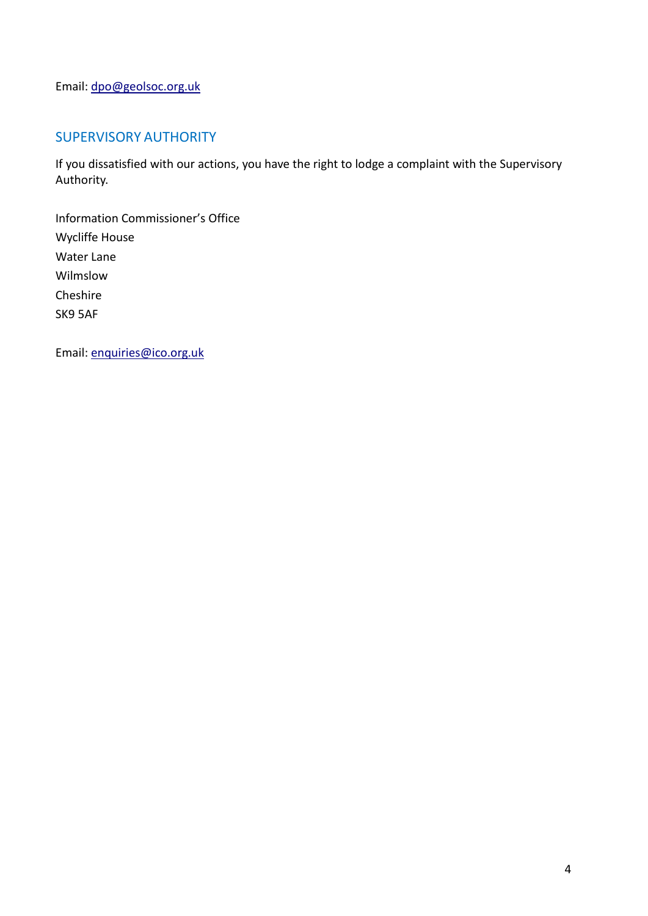Email: dpo@geolsoc.org.uk

## SUPERVISORY AUTHORITY

If you dissatisfied with our actions, you have the right to lodge a complaint with the Supervisory Authority.

Information Commissioner's Office  
Wycliffe House  
Water Lane  
Wilmslow  
Cheshire  
SK9 5AF

Email: enquiries@ico.org.uk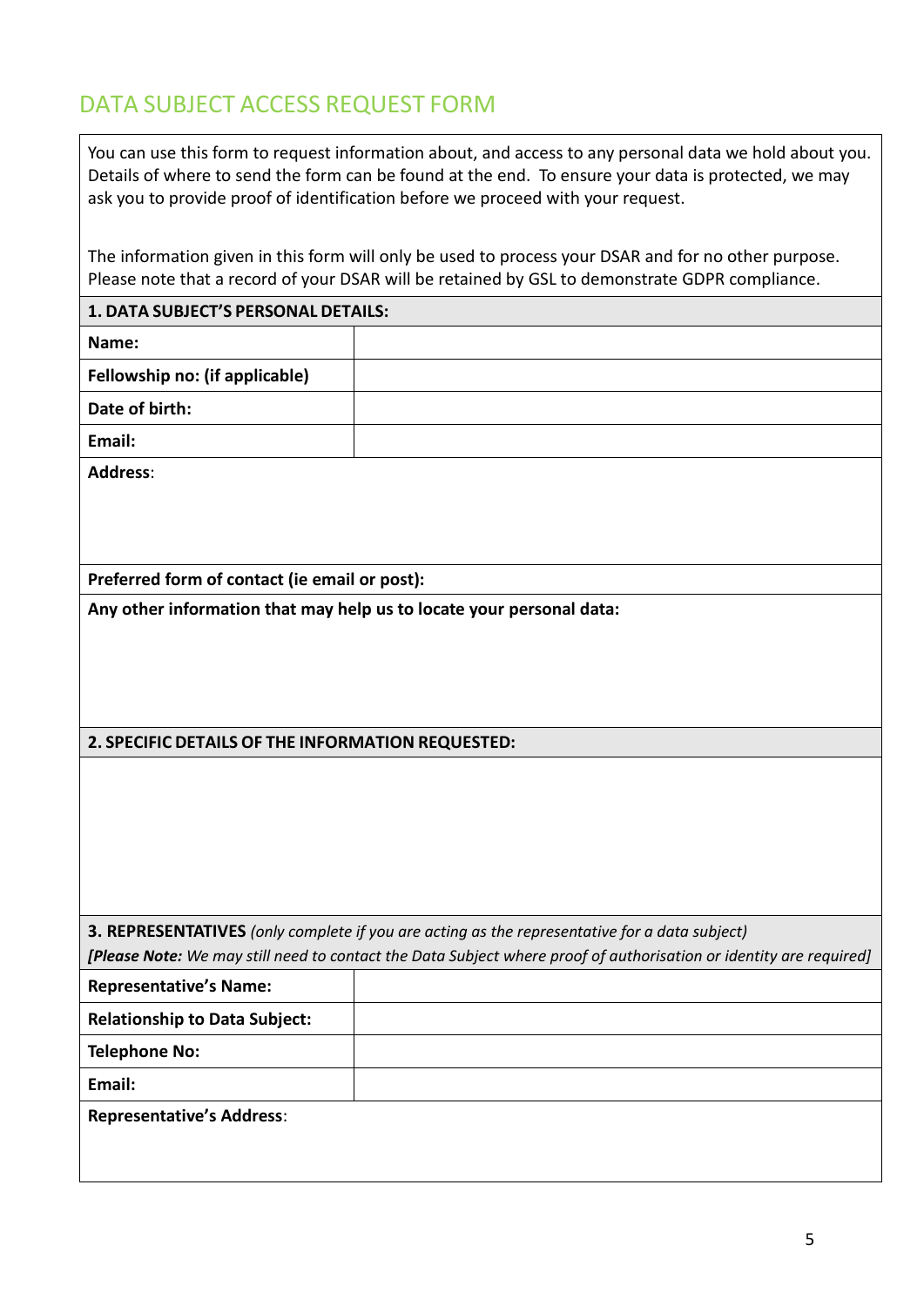# DATA SUBJECT ACCESS REQUEST FORM

You can use this form to request information about, and access to any personal data we hold about you. Details of where to send the form can be found at the end. To ensure your data is protected, we may ask you to provide proof of identification before we proceed with your request.

The information given in this form will only be used to process your DSAR and for no other purpose. Please note that a record of your DSAR will be retained by GSL to demonstrate GDPR compliance.

| **1. DATA SUBJECT'S PERSONAL DETAILS:** | |
|---|---|
| **Name:** | |
| **Fellowship no: (if applicable)** | |
| **Date of birth:** | |
| **Email:** | |
| **Address**: | |
| **Preferred form of contact (ie email or post):** | |
| **Any other information that may help us to locate your personal data:** | |

| **2. SPECIFIC DETAILS OF THE INFORMATION REQUESTED:** |
|---|
| |

| **3. REPRESENTATIVES** *(only complete if you are acting as the representative for a data subject)* ***[Please Note:** We may still need to contact the Data Subject where proof of authorisation or identity are required]* | |
|---|---|
| **Representative's Name:** | |
| **Relationship to Data Subject:** | |
| **Telephone No:** | |
| **Email:** | |
| **Representative's Address**: | |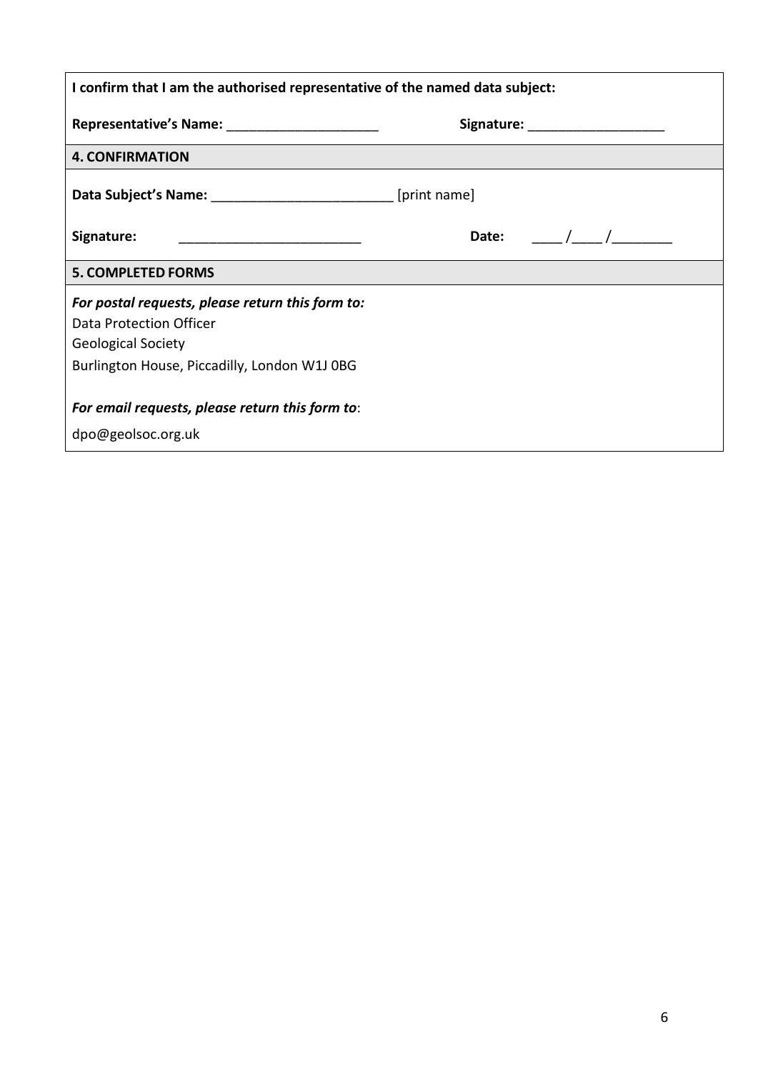**I confirm that I am the authorised representative of the named data subject:**

**Representative's Name:** ____________________ **Signature:** __________________

## 4. CONFIRMATION

**Data Subject's Name:** ________________________ [print name]

**Signature:** ________________________ **Date:** ____ /____ /________

## 5. COMPLETED FORMS

***For postal requests, please return this form to:***

Data Protection Officer
Geological Society
Burlington House, Piccadilly, London W1J 0BG

***For email requests, please return this form to***:

dpo@geolsoc.org.uk